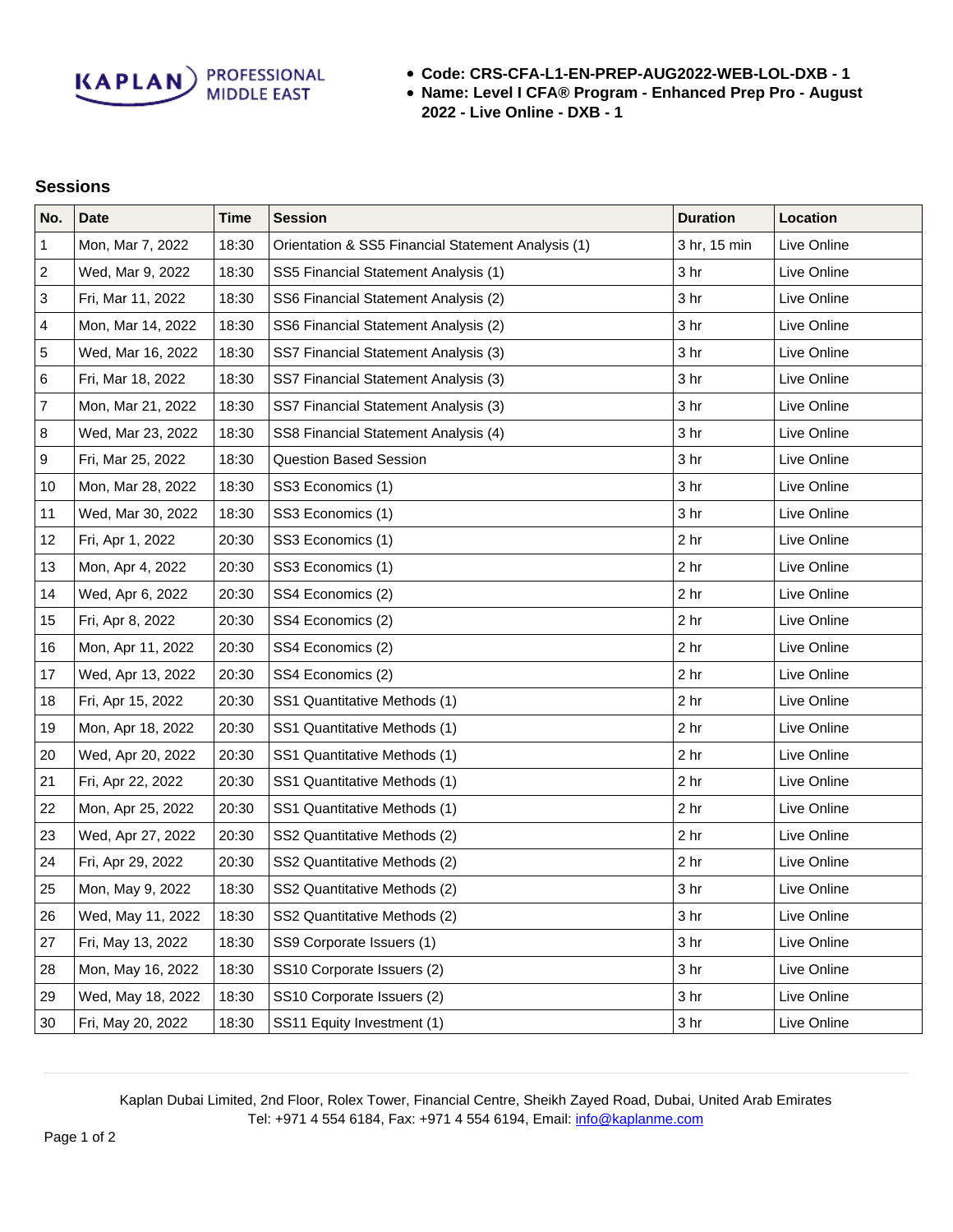KAPLAN PROFESSIONAL MIDDLE EAST

- **Code: CRS-CFA-L1-EN-PREP-AUG2022-WEB-LOL-DXB - 1**
- **Name: Level I CFA® Program - Enhanced Prep Pro - August 2022 - Live Online - DXB - 1**

## Sessions

| No. | Date | Time | Session | Duration | Location |
|---|---|---|---|---|---|
| 1 | Mon, Mar 7, 2022 | 18:30 | Orientation & SS5 Financial Statement Analysis (1) | 3 hr, 15 min | Live Online |
| 2 | Wed, Mar 9, 2022 | 18:30 | SS5 Financial Statement Analysis (1) | 3 hr | Live Online |
| 3 | Fri, Mar 11, 2022 | 18:30 | SS6 Financial Statement Analysis (2) | 3 hr | Live Online |
| 4 | Mon, Mar 14, 2022 | 18:30 | SS6 Financial Statement Analysis (2) | 3 hr | Live Online |
| 5 | Wed, Mar 16, 2022 | 18:30 | SS7 Financial Statement Analysis (3) | 3 hr | Live Online |
| 6 | Fri, Mar 18, 2022 | 18:30 | SS7 Financial Statement Analysis (3) | 3 hr | Live Online |
| 7 | Mon, Mar 21, 2022 | 18:30 | SS7 Financial Statement Analysis (3) | 3 hr | Live Online |
| 8 | Wed, Mar 23, 2022 | 18:30 | SS8 Financial Statement Analysis (4) | 3 hr | Live Online |
| 9 | Fri, Mar 25, 2022 | 18:30 | Question Based Session | 3 hr | Live Online |
| 10 | Mon, Mar 28, 2022 | 18:30 | SS3 Economics (1) | 3 hr | Live Online |
| 11 | Wed, Mar 30, 2022 | 18:30 | SS3 Economics (1) | 3 hr | Live Online |
| 12 | Fri, Apr 1, 2022 | 20:30 | SS3 Economics (1) | 2 hr | Live Online |
| 13 | Mon, Apr 4, 2022 | 20:30 | SS3 Economics (1) | 2 hr | Live Online |
| 14 | Wed, Apr 6, 2022 | 20:30 | SS4 Economics (2) | 2 hr | Live Online |
| 15 | Fri, Apr 8, 2022 | 20:30 | SS4 Economics (2) | 2 hr | Live Online |
| 16 | Mon, Apr 11, 2022 | 20:30 | SS4 Economics (2) | 2 hr | Live Online |
| 17 | Wed, Apr 13, 2022 | 20:30 | SS4 Economics (2) | 2 hr | Live Online |
| 18 | Fri, Apr 15, 2022 | 20:30 | SS1 Quantitative Methods (1) | 2 hr | Live Online |
| 19 | Mon, Apr 18, 2022 | 20:30 | SS1 Quantitative Methods (1) | 2 hr | Live Online |
| 20 | Wed, Apr 20, 2022 | 20:30 | SS1 Quantitative Methods (1) | 2 hr | Live Online |
| 21 | Fri, Apr 22, 2022 | 20:30 | SS1 Quantitative Methods (1) | 2 hr | Live Online |
| 22 | Mon, Apr 25, 2022 | 20:30 | SS1 Quantitative Methods (1) | 2 hr | Live Online |
| 23 | Wed, Apr 27, 2022 | 20:30 | SS2 Quantitative Methods (2) | 2 hr | Live Online |
| 24 | Fri, Apr 29, 2022 | 20:30 | SS2 Quantitative Methods (2) | 2 hr | Live Online |
| 25 | Mon, May 9, 2022 | 18:30 | SS2 Quantitative Methods (2) | 3 hr | Live Online |
| 26 | Wed, May 11, 2022 | 18:30 | SS2 Quantitative Methods (2) | 3 hr | Live Online |
| 27 | Fri, May 13, 2022 | 18:30 | SS9 Corporate Issuers (1) | 3 hr | Live Online |
| 28 | Mon, May 16, 2022 | 18:30 | SS10 Corporate Issuers (2) | 3 hr | Live Online |
| 29 | Wed, May 18, 2022 | 18:30 | SS10 Corporate Issuers (2) | 3 hr | Live Online |
| 30 | Fri, May 20, 2022 | 18:30 | SS11 Equity Investment (1) | 3 hr | Live Online |

Kaplan Dubai Limited, 2nd Floor, Rolex Tower, Financial Centre, Sheikh Zayed Road, Dubai, United Arab Emirates
Tel: +971 4 554 6184, Fax: +971 4 554 6194, Email: info@kaplanme.com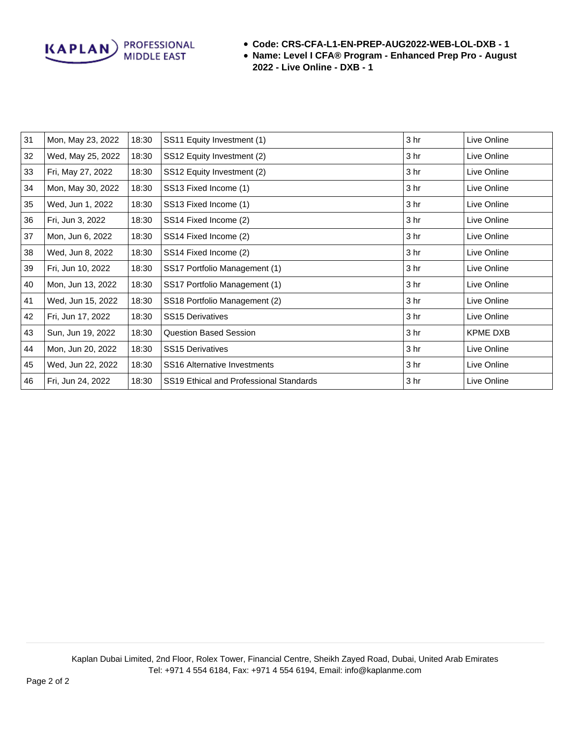- **Code: CRS-CFA-L1-EN-PREP-AUG2022-WEB-LOL-DXB - 1**
- **Name: Level I CFA® Program - Enhanced Prep Pro - August 2022 - Live Online - DXB - 1**

| | | | | | |
|---|---|---|---|---|---|
| 31 | Mon, May 23, 2022 | 18:30 | SS11 Equity Investment (1) | 3 hr | Live Online |
| 32 | Wed, May 25, 2022 | 18:30 | SS12 Equity Investment (2) | 3 hr | Live Online |
| 33 | Fri, May 27, 2022 | 18:30 | SS12 Equity Investment (2) | 3 hr | Live Online |
| 34 | Mon, May 30, 2022 | 18:30 | SS13 Fixed Income (1) | 3 hr | Live Online |
| 35 | Wed, Jun 1, 2022 | 18:30 | SS13 Fixed Income (1) | 3 hr | Live Online |
| 36 | Fri, Jun 3, 2022 | 18:30 | SS14 Fixed Income (2) | 3 hr | Live Online |
| 37 | Mon, Jun 6, 2022 | 18:30 | SS14 Fixed Income (2) | 3 hr | Live Online |
| 38 | Wed, Jun 8, 2022 | 18:30 | SS14 Fixed Income (2) | 3 hr | Live Online |
| 39 | Fri, Jun 10, 2022 | 18:30 | SS17 Portfolio Management (1) | 3 hr | Live Online |
| 40 | Mon, Jun 13, 2022 | 18:30 | SS17 Portfolio Management (1) | 3 hr | Live Online |
| 41 | Wed, Jun 15, 2022 | 18:30 | SS18 Portfolio Management (2) | 3 hr | Live Online |
| 42 | Fri, Jun 17, 2022 | 18:30 | SS15 Derivatives | 3 hr | Live Online |
| 43 | Sun, Jun 19, 2022 | 18:30 | Question Based Session | 3 hr | KPME DXB |
| 44 | Mon, Jun 20, 2022 | 18:30 | SS15 Derivatives | 3 hr | Live Online |
| 45 | Wed, Jun 22, 2022 | 18:30 | SS16 Alternative Investments | 3 hr | Live Online |
| 46 | Fri, Jun 24, 2022 | 18:30 | SS19 Ethical and Professional Standards | 3 hr | Live Online |

Kaplan Dubai Limited, 2nd Floor, Rolex Tower, Financial Centre, Sheikh Zayed Road, Dubai, United Arab Emirates
Tel: +971 4 554 6184, Fax: +971 4 554 6194, Email: info@kaplanme.com